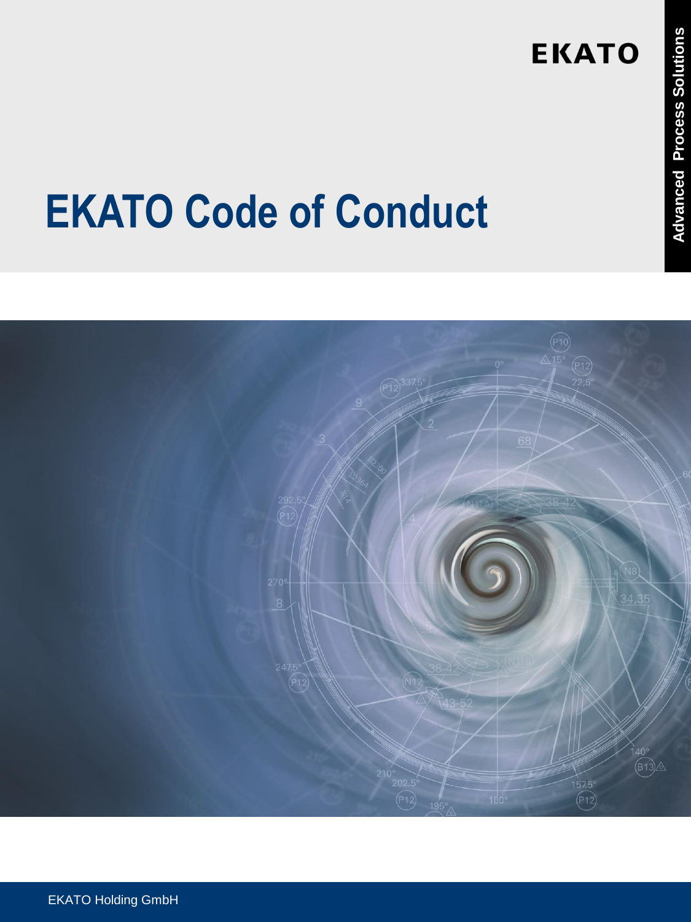EKATO

Advanced Process Solutions

# EKATO Code of Conduct

EKATO Holding GmbH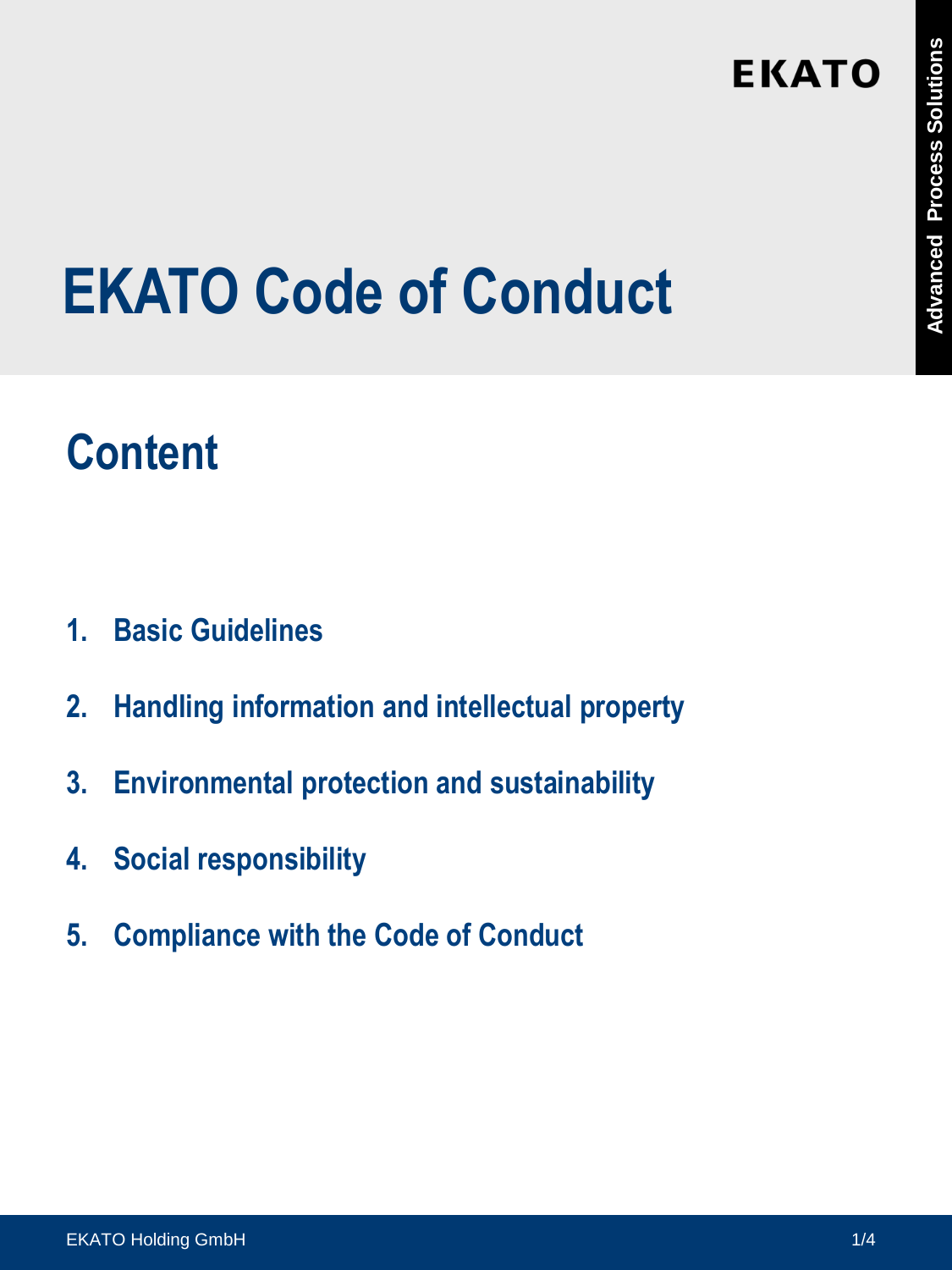# EKATO Code of Conduct

## Content

1. **Basic Guidelines**
2. **Handling information and intellectual property**
3. **Environmental protection and sustainability**
4. **Social responsibility**
5. **Compliance with the Code of Conduct**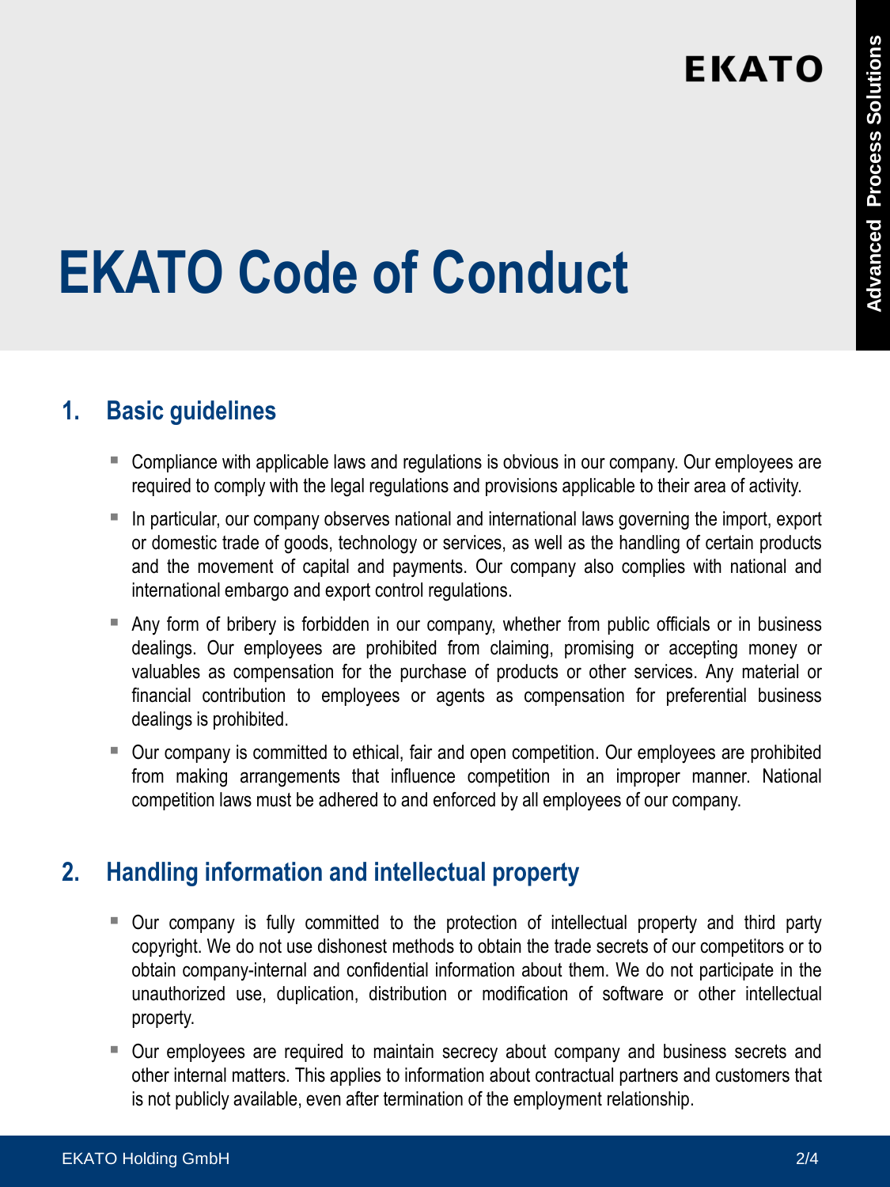# EKATO Code of Conduct

## 1. Basic guidelines

- Compliance with applicable laws and regulations is obvious in our company. Our employees are required to comply with the legal regulations and provisions applicable to their area of activity.
- In particular, our company observes national and international laws governing the import, export or domestic trade of goods, technology or services, as well as the handling of certain products and the movement of capital and payments. Our company also complies with national and international embargo and export control regulations.
- Any form of bribery is forbidden in our company, whether from public officials or in business dealings. Our employees are prohibited from claiming, promising or accepting money or valuables as compensation for the purchase of products or other services. Any material or financial contribution to employees or agents as compensation for preferential business dealings is prohibited.
- Our company is committed to ethical, fair and open competition. Our employees are prohibited from making arrangements that influence competition in an improper manner. National competition laws must be adhered to and enforced by all employees of our company.

## 2. Handling information and intellectual property

- Our company is fully committed to the protection of intellectual property and third party copyright. We do not use dishonest methods to obtain the trade secrets of our competitors or to obtain company-internal and confidential information about them. We do not participate in the unauthorized use, duplication, distribution or modification of software or other intellectual property.
- Our employees are required to maintain secrecy about company and business secrets and other internal matters. This applies to information about contractual partners and customers that is not publicly available, even after termination of the employment relationship.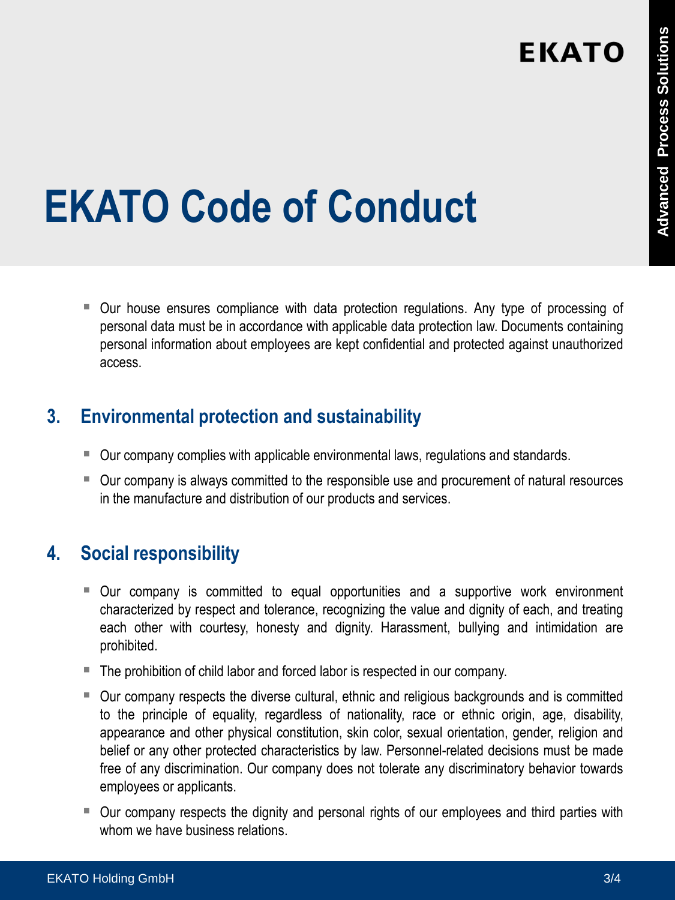- Our house ensures compliance with data protection regulations. Any type of processing of personal data must be in accordance with applicable data protection law. Documents containing personal information about employees are kept confidential and protected against unauthorized access.

## 3. Environmental protection and sustainability

- Our company complies with applicable environmental laws, regulations and standards.
- Our company is always committed to the responsible use and procurement of natural resources in the manufacture and distribution of our products and services.

## 4. Social responsibility

- Our company is committed to equal opportunities and a supportive work environment characterized by respect and tolerance, recognizing the value and dignity of each, and treating each other with courtesy, honesty and dignity. Harassment, bullying and intimidation are prohibited.
- The prohibition of child labor and forced labor is respected in our company.
- Our company respects the diverse cultural, ethnic and religious backgrounds and is committed to the principle of equality, regardless of nationality, race or ethnic origin, age, disability, appearance and other physical constitution, skin color, sexual orientation, gender, religion and belief or any other protected characteristics by law. Personnel-related decisions must be made free of any discrimination. Our company does not tolerate any discriminatory behavior towards employees or applicants.
- Our company respects the dignity and personal rights of our employees and third parties with whom we have business relations.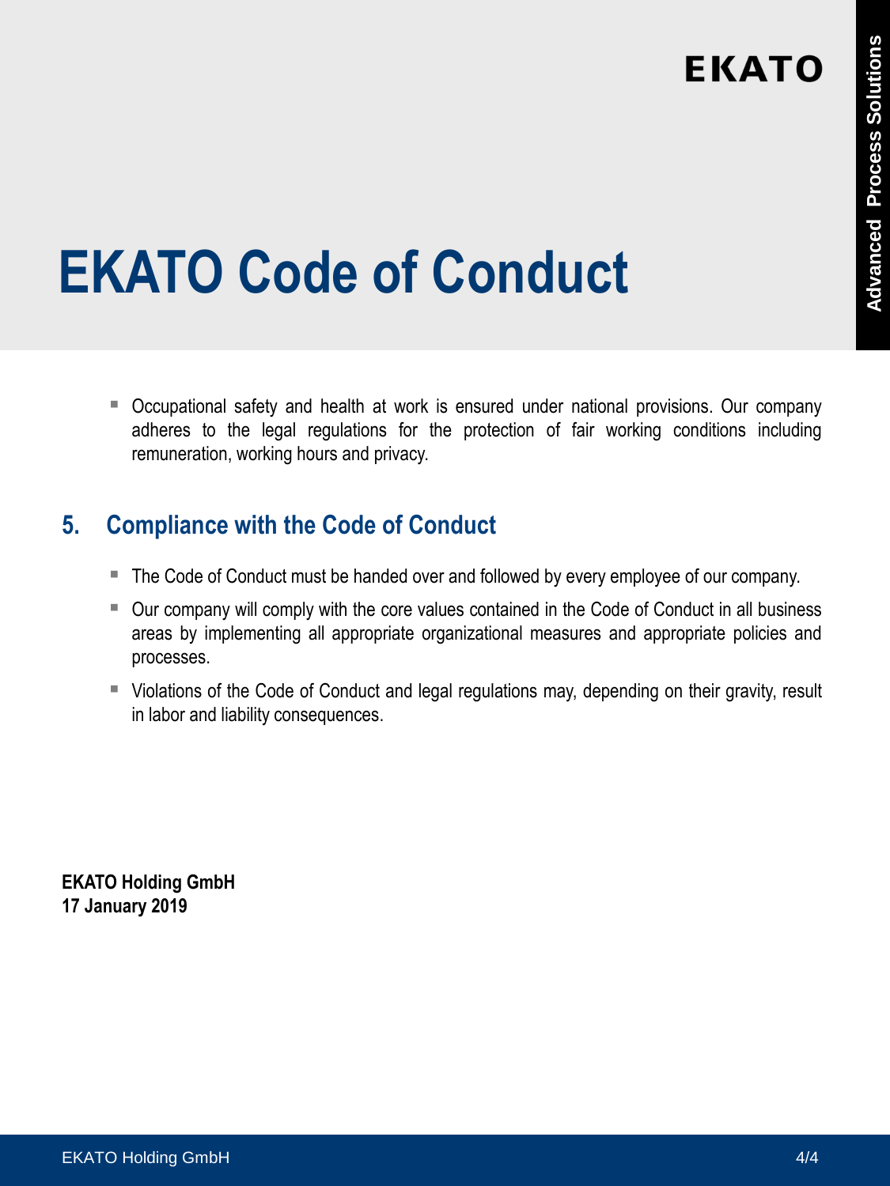# EKATO Code of Conduct

- Occupational safety and health at work is ensured under national provisions. Our company adheres to the legal regulations for the protection of fair working conditions including remuneration, working hours and privacy.

## 5. Compliance with the Code of Conduct

- The Code of Conduct must be handed over and followed by every employee of our company.
- Our company will comply with the core values contained in the Code of Conduct in all business areas by implementing all appropriate organizational measures and appropriate policies and processes.
- Violations of the Code of Conduct and legal regulations may, depending on their gravity, result in labor and liability consequences.

**EKATO Holding GmbH**
**17 January 2019**